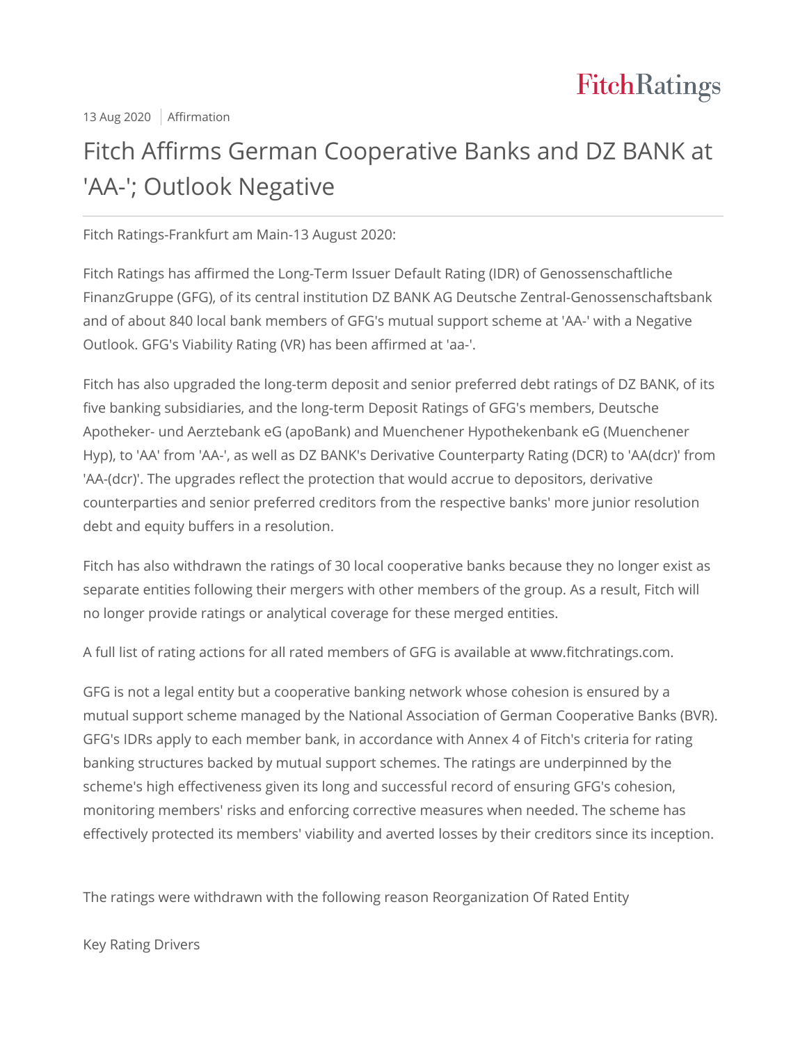13 Aug 2020 | Affirmation

# Fitch Affirms German Cooperative Banks and DZ BANK at 'AA-'; Outlook Negative

Fitch Ratings-Frankfurt am Main-13 August 2020:

Fitch Ratings has affirmed the Long-Term Issuer Default Rating (IDR) of Genossenschaftliche FinanzGruppe (GFG), of its central institution DZ BANK AG Deutsche Zentral-Genossenschaftsbank and of about 840 local bank members of GFG's mutual support scheme at 'AA-' with a Negative Outlook. GFG's Viability Rating (VR) has been affirmed at 'aa-'.

Fitch has also upgraded the long-term deposit and senior preferred debt ratings of DZ BANK, of its five banking subsidiaries, and the long-term Deposit Ratings of GFG's members, Deutsche Apotheker- und Aerztebank eG (apoBank) and Muenchener Hypothekenbank eG (Muenchener Hyp), to 'AA' from 'AA-', as well as DZ BANK's Derivative Counterparty Rating (DCR) to 'AA(dcr)' from 'AA-(dcr)'. The upgrades reflect the protection that would accrue to depositors, derivative counterparties and senior preferred creditors from the respective banks' more junior resolution debt and equity buffers in a resolution.

Fitch has also withdrawn the ratings of 30 local cooperative banks because they no longer exist as separate entities following their mergers with other members of the group. As a result, Fitch will no longer provide ratings or analytical coverage for these merged entities.

A full list of rating actions for all rated members of GFG is available at www.fitchratings.com.

GFG is not a legal entity but a cooperative banking network whose cohesion is ensured by a mutual support scheme managed by the National Association of German Cooperative Banks (BVR). GFG's IDRs apply to each member bank, in accordance with Annex 4 of Fitch's criteria for rating banking structures backed by mutual support schemes. The ratings are underpinned by the scheme's high effectiveness given its long and successful record of ensuring GFG's cohesion, monitoring members' risks and enforcing corrective measures when needed. The scheme has effectively protected its members' viability and averted losses by their creditors since its inception.

The ratings were withdrawn with the following reason Reorganization Of Rated Entity

Key Rating Drivers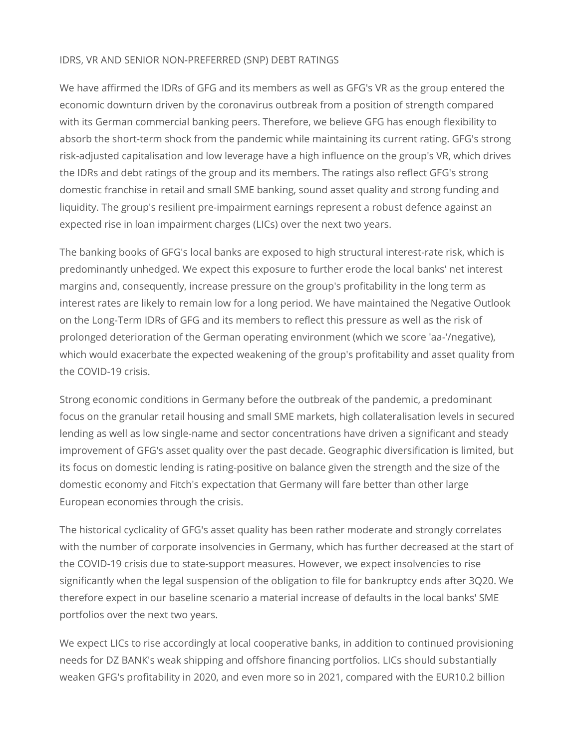## IDRS, VR AND SENIOR NON-PREFERRED (SNP) DEBT RATINGS

We have affirmed the IDRs of GFG and its members as well as GFG's VR as the group entered the economic downturn driven by the coronavirus outbreak from a position of strength compared with its German commercial banking peers. Therefore, we believe GFG has enough flexibility to absorb the short-term shock from the pandemic while maintaining its current rating. GFG's strong risk-adjusted capitalisation and low leverage have a high influence on the group's VR, which drives the IDRs and debt ratings of the group and its members. The ratings also reflect GFG's strong domestic franchise in retail and small SME banking, sound asset quality and strong funding and liquidity. The group's resilient pre-impairment earnings represent a robust defence against an expected rise in loan impairment charges (LICs) over the next two years.

The banking books of GFG's local banks are exposed to high structural interest-rate risk, which is predominantly unhedged. We expect this exposure to further erode the local banks' net interest margins and, consequently, increase pressure on the group's profitability in the long term as interest rates are likely to remain low for a long period. We have maintained the Negative Outlook on the Long-Term IDRs of GFG and its members to reflect this pressure as well as the risk of prolonged deterioration of the German operating environment (which we score 'aa-'/negative), which would exacerbate the expected weakening of the group's profitability and asset quality from the COVID-19 crisis.

Strong economic conditions in Germany before the outbreak of the pandemic, a predominant focus on the granular retail housing and small SME markets, high collateralisation levels in secured lending as well as low single-name and sector concentrations have driven a significant and steady improvement of GFG's asset quality over the past decade. Geographic diversification is limited, but its focus on domestic lending is rating-positive on balance given the strength and the size of the domestic economy and Fitch's expectation that Germany will fare better than other large European economies through the crisis.

The historical cyclicality of GFG's asset quality has been rather moderate and strongly correlates with the number of corporate insolvencies in Germany, which has further decreased at the start of the COVID-19 crisis due to state-support measures. However, we expect insolvencies to rise significantly when the legal suspension of the obligation to file for bankruptcy ends after 3Q20. We therefore expect in our baseline scenario a material increase of defaults in the local banks' SME portfolios over the next two years.

We expect LICs to rise accordingly at local cooperative banks, in addition to continued provisioning needs for DZ BANK's weak shipping and offshore financing portfolios. LICs should substantially weaken GFG's profitability in 2020, and even more so in 2021, compared with the EUR10.2 billion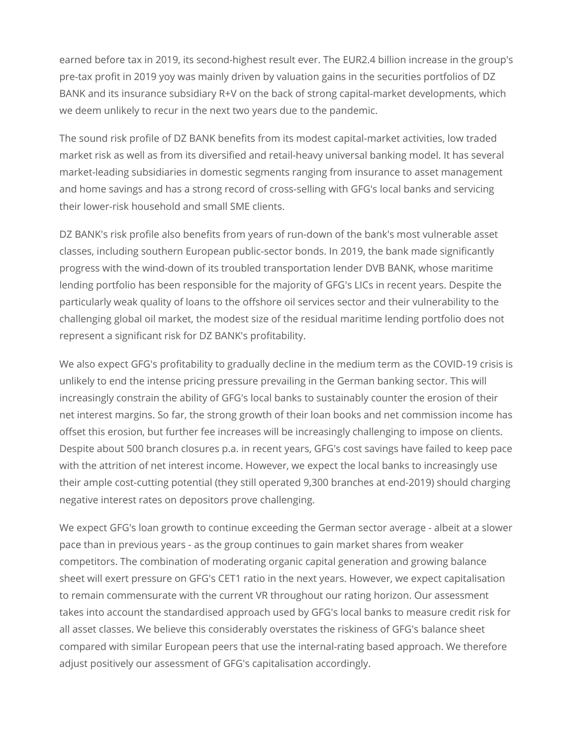earned before tax in 2019, its second-highest result ever. The EUR2.4 billion increase in the group's pre-tax profit in 2019 yoy was mainly driven by valuation gains in the securities portfolios of DZ BANK and its insurance subsidiary R+V on the back of strong capital-market developments, which we deem unlikely to recur in the next two years due to the pandemic.

The sound risk profile of DZ BANK benefits from its modest capital-market activities, low traded market risk as well as from its diversified and retail-heavy universal banking model. It has several market-leading subsidiaries in domestic segments ranging from insurance to asset management and home savings and has a strong record of cross-selling with GFG's local banks and servicing their lower-risk household and small SME clients.

DZ BANK's risk profile also benefits from years of run-down of the bank's most vulnerable asset classes, including southern European public-sector bonds. In 2019, the bank made significantly progress with the wind-down of its troubled transportation lender DVB BANK, whose maritime lending portfolio has been responsible for the majority of GFG's LICs in recent years. Despite the particularly weak quality of loans to the offshore oil services sector and their vulnerability to the challenging global oil market, the modest size of the residual maritime lending portfolio does not represent a significant risk for DZ BANK's profitability.

We also expect GFG's profitability to gradually decline in the medium term as the COVID-19 crisis is unlikely to end the intense pricing pressure prevailing in the German banking sector. This will increasingly constrain the ability of GFG's local banks to sustainably counter the erosion of their net interest margins. So far, the strong growth of their loan books and net commission income has offset this erosion, but further fee increases will be increasingly challenging to impose on clients. Despite about 500 branch closures p.a. in recent years, GFG's cost savings have failed to keep pace with the attrition of net interest income. However, we expect the local banks to increasingly use their ample cost-cutting potential (they still operated 9,300 branches at end-2019) should charging negative interest rates on depositors prove challenging.

We expect GFG's loan growth to continue exceeding the German sector average - albeit at a slower pace than in previous years - as the group continues to gain market shares from weaker competitors. The combination of moderating organic capital generation and growing balance sheet will exert pressure on GFG's CET1 ratio in the next years. However, we expect capitalisation to remain commensurate with the current VR throughout our rating horizon. Our assessment takes into account the standardised approach used by GFG's local banks to measure credit risk for all asset classes. We believe this considerably overstates the riskiness of GFG's balance sheet compared with similar European peers that use the internal-rating based approach. We therefore adjust positively our assessment of GFG's capitalisation accordingly.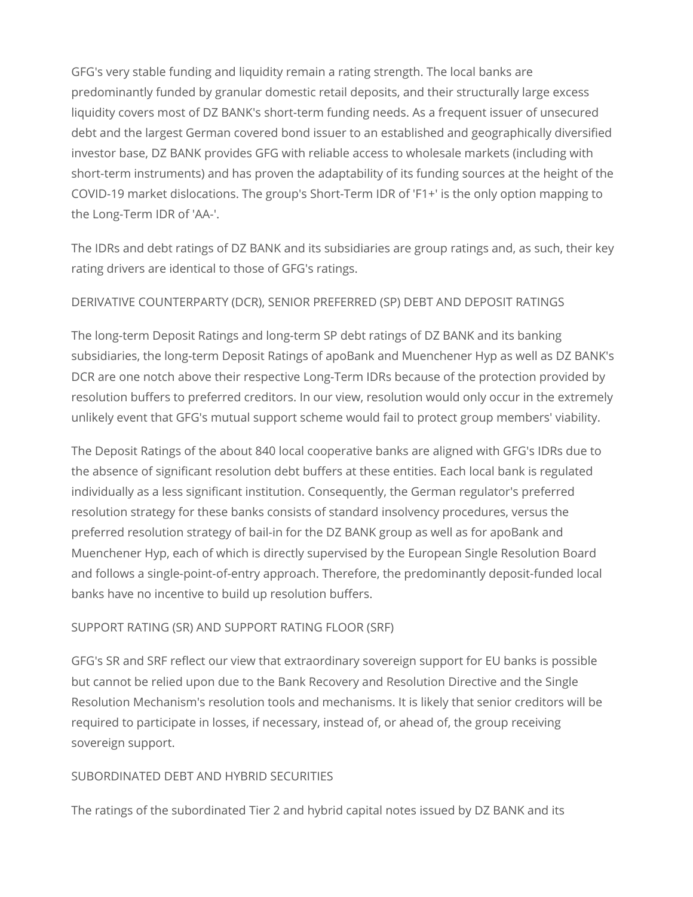GFG's very stable funding and liquidity remain a rating strength. The local banks are predominantly funded by granular domestic retail deposits, and their structurally large excess liquidity covers most of DZ BANK's short-term funding needs. As a frequent issuer of unsecured debt and the largest German covered bond issuer to an established and geographically diversified investor base, DZ BANK provides GFG with reliable access to wholesale markets (including with short-term instruments) and has proven the adaptability of its funding sources at the height of the COVID-19 market dislocations. The group's Short-Term IDR of 'F1+' is the only option mapping to the Long-Term IDR of 'AA-'.

The IDRs and debt ratings of DZ BANK and its subsidiaries are group ratings and, as such, their key rating drivers are identical to those of GFG's ratings.

## DERIVATIVE COUNTERPARTY (DCR), SENIOR PREFERRED (SP) DEBT AND DEPOSIT RATINGS

The long-term Deposit Ratings and long-term SP debt ratings of DZ BANK and its banking subsidiaries, the long-term Deposit Ratings of apoBank and Muenchener Hyp as well as DZ BANK's DCR are one notch above their respective Long-Term IDRs because of the protection provided by resolution buffers to preferred creditors. In our view, resolution would only occur in the extremely unlikely event that GFG's mutual support scheme would fail to protect group members' viability.

The Deposit Ratings of the about 840 local cooperative banks are aligned with GFG's IDRs due to the absence of significant resolution debt buffers at these entities. Each local bank is regulated individually as a less significant institution. Consequently, the German regulator's preferred resolution strategy for these banks consists of standard insolvency procedures, versus the preferred resolution strategy of bail-in for the DZ BANK group as well as for apoBank and Muenchener Hyp, each of which is directly supervised by the European Single Resolution Board and follows a single-point-of-entry approach. Therefore, the predominantly deposit-funded local banks have no incentive to build up resolution buffers.

## SUPPORT RATING (SR) AND SUPPORT RATING FLOOR (SRF)

GFG's SR and SRF reflect our view that extraordinary sovereign support for EU banks is possible but cannot be relied upon due to the Bank Recovery and Resolution Directive and the Single Resolution Mechanism's resolution tools and mechanisms. It is likely that senior creditors will be required to participate in losses, if necessary, instead of, or ahead of, the group receiving sovereign support.

## SUBORDINATED DEBT AND HYBRID SECURITIES

The ratings of the subordinated Tier 2 and hybrid capital notes issued by DZ BANK and its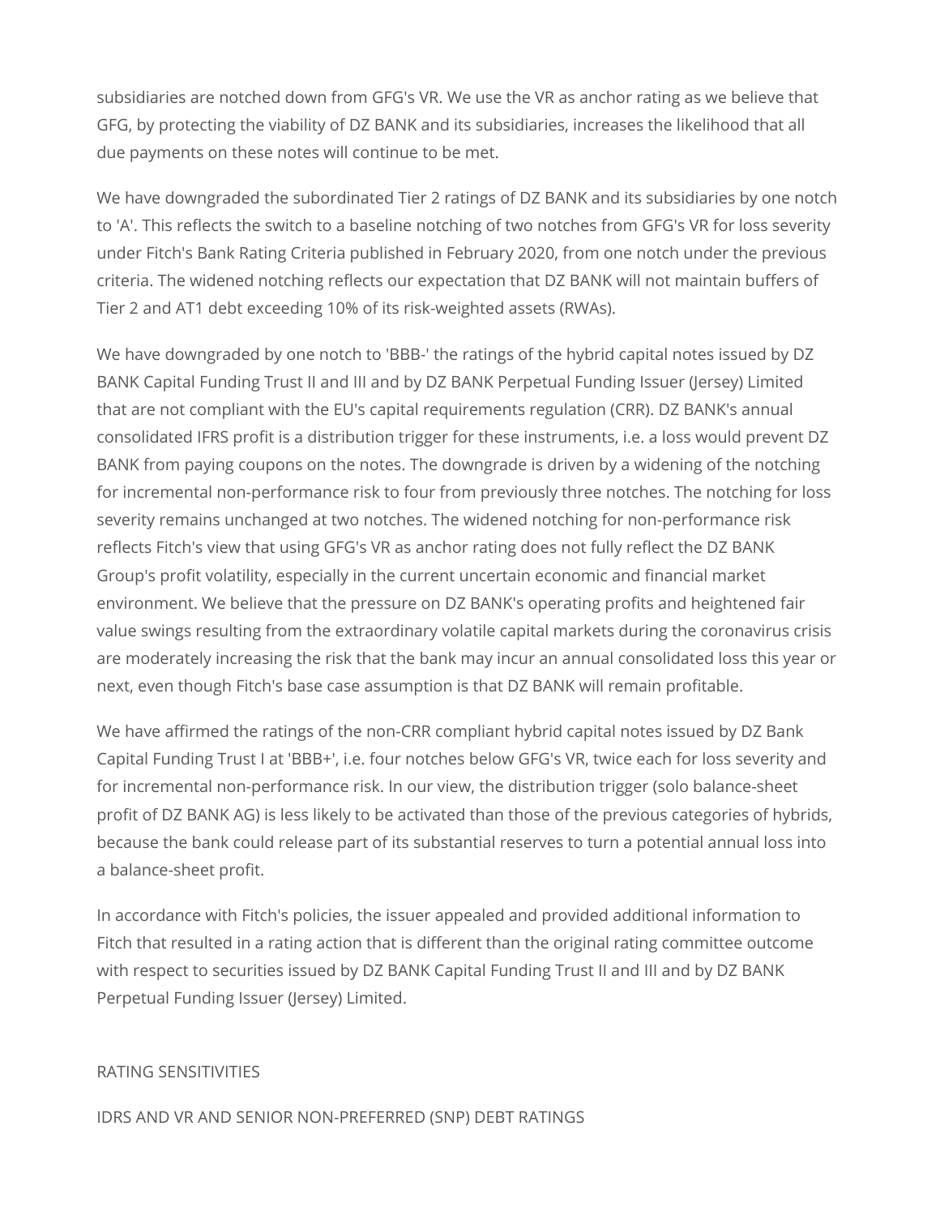subsidiaries are notched down from GFG's VR. We use the VR as anchor rating as we believe that GFG, by protecting the viability of DZ BANK and its subsidiaries, increases the likelihood that all due payments on these notes will continue to be met.

We have downgraded the subordinated Tier 2 ratings of DZ BANK and its subsidiaries by one notch to 'A'. This reflects the switch to a baseline notching of two notches from GFG's VR for loss severity under Fitch's Bank Rating Criteria published in February 2020, from one notch under the previous criteria. The widened notching reflects our expectation that DZ BANK will not maintain buffers of Tier 2 and AT1 debt exceeding 10% of its risk-weighted assets (RWAs).

We have downgraded by one notch to 'BBB-' the ratings of the hybrid capital notes issued by DZ BANK Capital Funding Trust II and III and by DZ BANK Perpetual Funding Issuer (Jersey) Limited that are not compliant with the EU's capital requirements regulation (CRR). DZ BANK's annual consolidated IFRS profit is a distribution trigger for these instruments, i.e. a loss would prevent DZ BANK from paying coupons on the notes. The downgrade is driven by a widening of the notching for incremental non-performance risk to four from previously three notches. The notching for loss severity remains unchanged at two notches. The widened notching for non-performance risk reflects Fitch's view that using GFG's VR as anchor rating does not fully reflect the DZ BANK Group's profit volatility, especially in the current uncertain economic and financial market environment. We believe that the pressure on DZ BANK's operating profits and heightened fair value swings resulting from the extraordinary volatile capital markets during the coronavirus crisis are moderately increasing the risk that the bank may incur an annual consolidated loss this year or next, even though Fitch's base case assumption is that DZ BANK will remain profitable.

We have affirmed the ratings of the non-CRR compliant hybrid capital notes issued by DZ Bank Capital Funding Trust I at 'BBB+', i.e. four notches below GFG's VR, twice each for loss severity and for incremental non-performance risk. In our view, the distribution trigger (solo balance-sheet profit of DZ BANK AG) is less likely to be activated than those of the previous categories of hybrids, because the bank could release part of its substantial reserves to turn a potential annual loss into a balance-sheet profit.

In accordance with Fitch's policies, the issuer appealed and provided additional information to Fitch that resulted in a rating action that is different than the original rating committee outcome with respect to securities issued by DZ BANK Capital Funding Trust II and III and by DZ BANK Perpetual Funding Issuer (Jersey) Limited.

## RATING SENSITIVITIES

### IDRS AND VR AND SENIOR NON-PREFERRED (SNP) DEBT RATINGS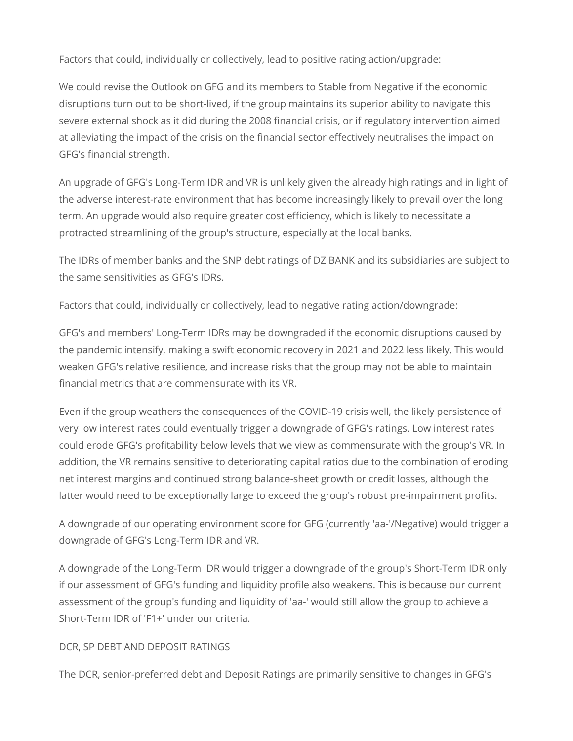Factors that could, individually or collectively, lead to positive rating action/upgrade:

We could revise the Outlook on GFG and its members to Stable from Negative if the economic disruptions turn out to be short-lived, if the group maintains its superior ability to navigate this severe external shock as it did during the 2008 financial crisis, or if regulatory intervention aimed at alleviating the impact of the crisis on the financial sector effectively neutralises the impact on GFG's financial strength.

An upgrade of GFG's Long-Term IDR and VR is unlikely given the already high ratings and in light of the adverse interest-rate environment that has become increasingly likely to prevail over the long term. An upgrade would also require greater cost efficiency, which is likely to necessitate a protracted streamlining of the group's structure, especially at the local banks.

The IDRs of member banks and the SNP debt ratings of DZ BANK and its subsidiaries are subject to the same sensitivities as GFG's IDRs.

Factors that could, individually or collectively, lead to negative rating action/downgrade:

GFG's and members' Long-Term IDRs may be downgraded if the economic disruptions caused by the pandemic intensify, making a swift economic recovery in 2021 and 2022 less likely. This would weaken GFG's relative resilience, and increase risks that the group may not be able to maintain financial metrics that are commensurate with its VR.

Even if the group weathers the consequences of the COVID-19 crisis well, the likely persistence of very low interest rates could eventually trigger a downgrade of GFG's ratings. Low interest rates could erode GFG's profitability below levels that we view as commensurate with the group's VR. In addition, the VR remains sensitive to deteriorating capital ratios due to the combination of eroding net interest margins and continued strong balance-sheet growth or credit losses, although the latter would need to be exceptionally large to exceed the group's robust pre-impairment profits.

A downgrade of our operating environment score for GFG (currently 'aa-'/Negative) would trigger a downgrade of GFG's Long-Term IDR and VR.

A downgrade of the Long-Term IDR would trigger a downgrade of the group's Short-Term IDR only if our assessment of GFG's funding and liquidity profile also weakens. This is because our current assessment of the group's funding and liquidity of 'aa-' would still allow the group to achieve a Short-Term IDR of 'F1+' under our criteria.

DCR, SP DEBT AND DEPOSIT RATINGS

The DCR, senior-preferred debt and Deposit Ratings are primarily sensitive to changes in GFG's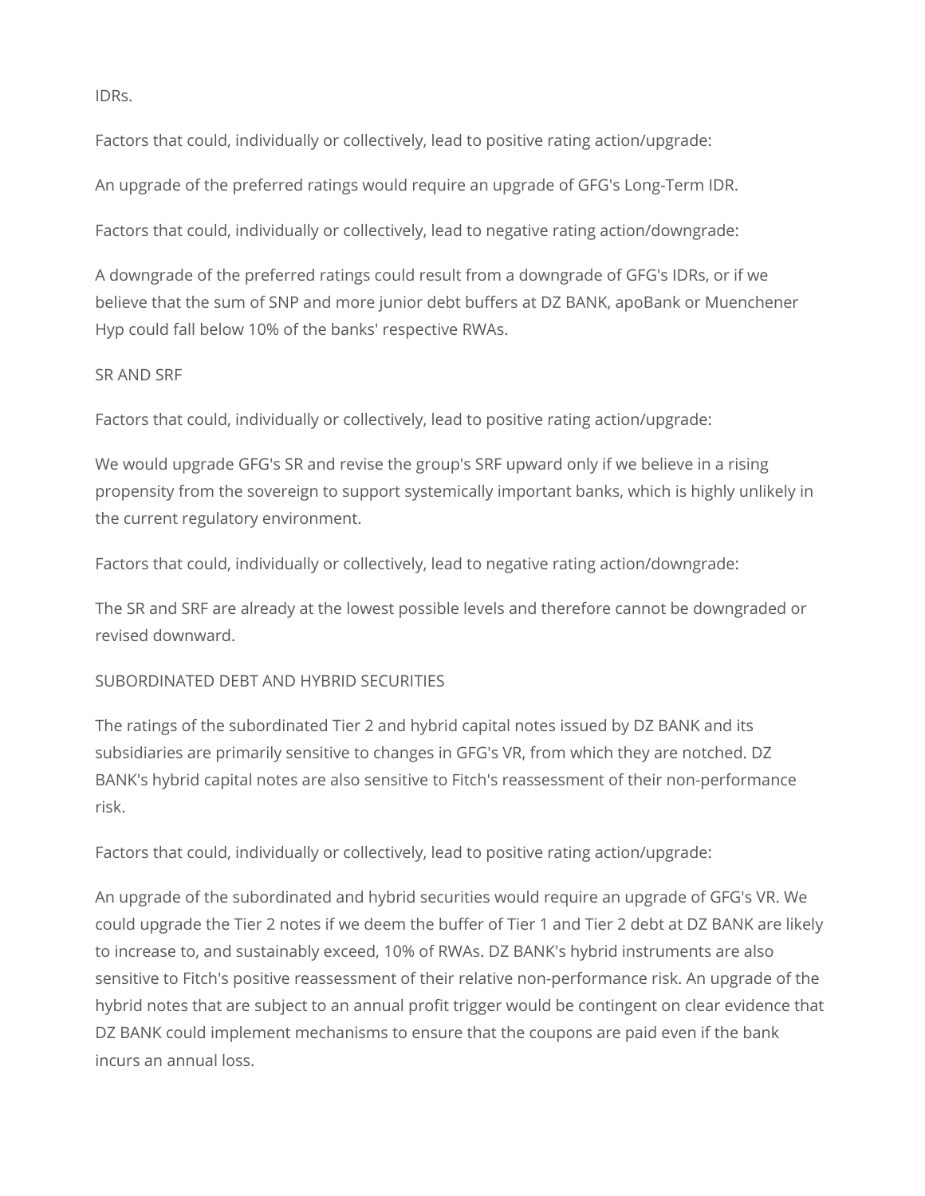IDRs.

Factors that could, individually or collectively, lead to positive rating action/upgrade:

An upgrade of the preferred ratings would require an upgrade of GFG's Long-Term IDR.

Factors that could, individually or collectively, lead to negative rating action/downgrade:

A downgrade of the preferred ratings could result from a downgrade of GFG's IDRs, or if we believe that the sum of SNP and more junior debt buffers at DZ BANK, apoBank or Muenchener Hyp could fall below 10% of the banks' respective RWAs.

SR AND SRF

Factors that could, individually or collectively, lead to positive rating action/upgrade:

We would upgrade GFG's SR and revise the group's SRF upward only if we believe in a rising propensity from the sovereign to support systemically important banks, which is highly unlikely in the current regulatory environment.

Factors that could, individually or collectively, lead to negative rating action/downgrade:

The SR and SRF are already at the lowest possible levels and therefore cannot be downgraded or revised downward.

SUBORDINATED DEBT AND HYBRID SECURITIES

The ratings of the subordinated Tier 2 and hybrid capital notes issued by DZ BANK and its subsidiaries are primarily sensitive to changes in GFG's VR, from which they are notched. DZ BANK's hybrid capital notes are also sensitive to Fitch's reassessment of their non-performance risk.

Factors that could, individually or collectively, lead to positive rating action/upgrade:

An upgrade of the subordinated and hybrid securities would require an upgrade of GFG's VR. We could upgrade the Tier 2 notes if we deem the buffer of Tier 1 and Tier 2 debt at DZ BANK are likely to increase to, and sustainably exceed, 10% of RWAs. DZ BANK's hybrid instruments are also sensitive to Fitch's positive reassessment of their relative non-performance risk. An upgrade of the hybrid notes that are subject to an annual profit trigger would be contingent on clear evidence that DZ BANK could implement mechanisms to ensure that the coupons are paid even if the bank incurs an annual loss.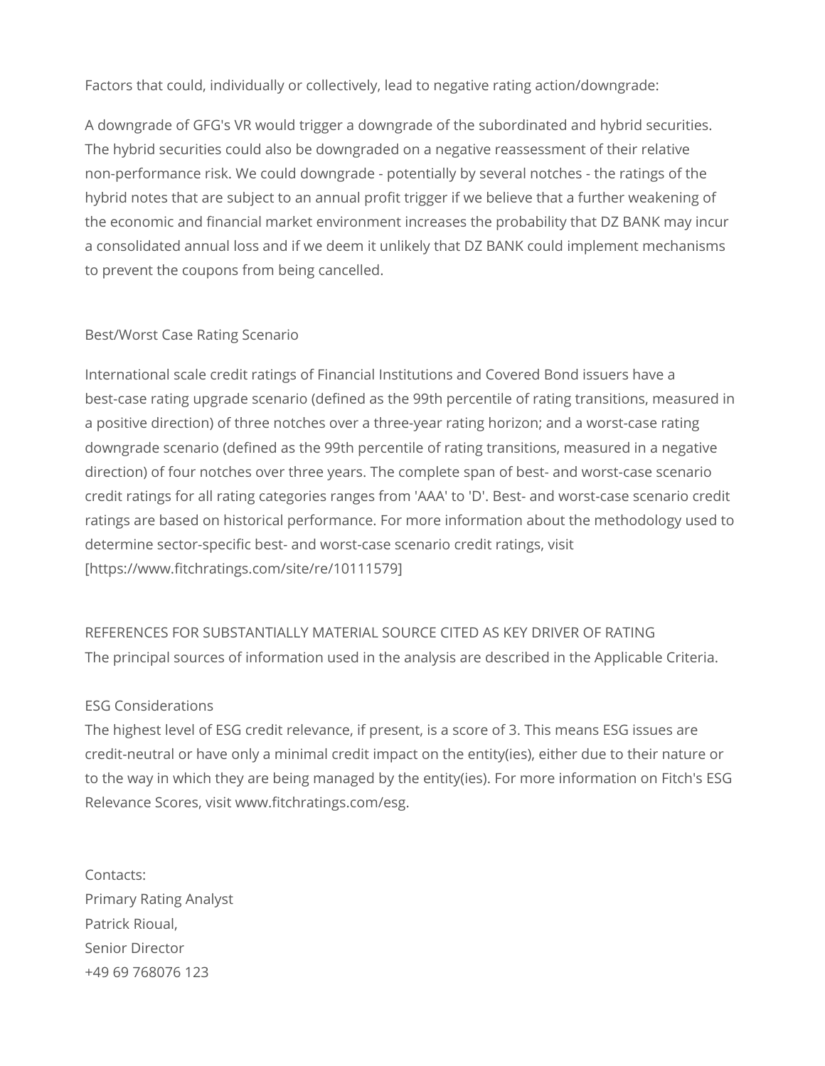Factors that could, individually or collectively, lead to negative rating action/downgrade:

A downgrade of GFG's VR would trigger a downgrade of the subordinated and hybrid securities. The hybrid securities could also be downgraded on a negative reassessment of their relative non-performance risk. We could downgrade - potentially by several notches - the ratings of the hybrid notes that are subject to an annual profit trigger if we believe that a further weakening of the economic and financial market environment increases the probability that DZ BANK may incur a consolidated annual loss and if we deem it unlikely that DZ BANK could implement mechanisms to prevent the coupons from being cancelled.

Best/Worst Case Rating Scenario

International scale credit ratings of Financial Institutions and Covered Bond issuers have a best-case rating upgrade scenario (defined as the 99th percentile of rating transitions, measured in a positive direction) of three notches over a three-year rating horizon; and a worst-case rating downgrade scenario (defined as the 99th percentile of rating transitions, measured in a negative direction) of four notches over three years. The complete span of best- and worst-case scenario credit ratings for all rating categories ranges from 'AAA' to 'D'. Best- and worst-case scenario credit ratings are based on historical performance. For more information about the methodology used to determine sector-specific best- and worst-case scenario credit ratings, visit [https://www.fitchratings.com/site/re/10111579]

REFERENCES FOR SUBSTANTIALLY MATERIAL SOURCE CITED AS KEY DRIVER OF RATING
The principal sources of information used in the analysis are described in the Applicable Criteria.

ESG Considerations
The highest level of ESG credit relevance, if present, is a score of 3. This means ESG issues are credit-neutral or have only a minimal credit impact on the entity(ies), either due to their nature or to the way in which they are being managed by the entity(ies). For more information on Fitch's ESG Relevance Scores, visit www.fitchratings.com/esg.

Contacts:
Primary Rating Analyst
Patrick Rioual,
Senior Director
+49 69 768076 123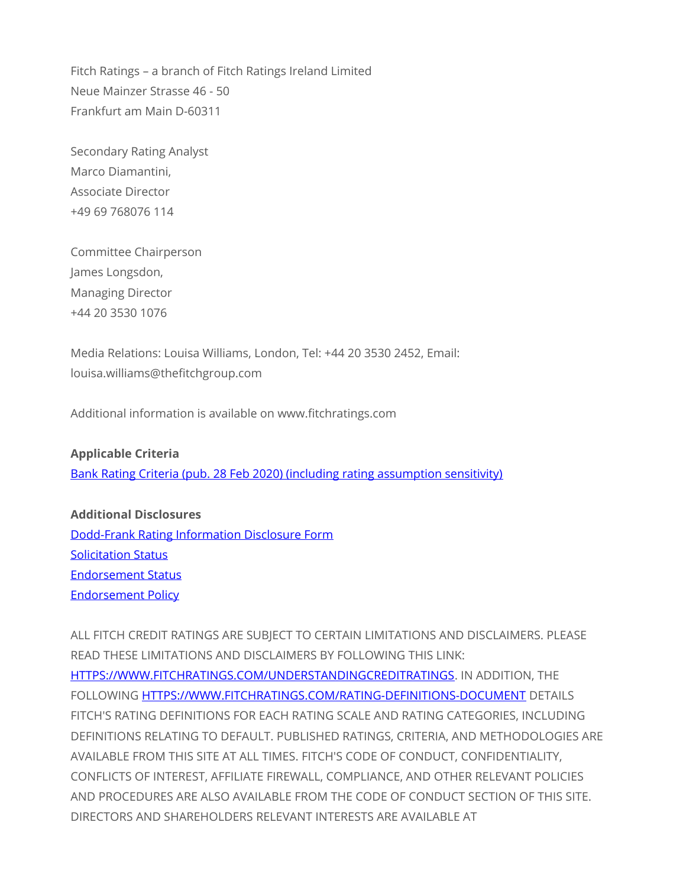Fitch Ratings – a branch of Fitch Ratings Ireland Limited
Neue Mainzer Strasse 46 - 50
Frankfurt am Main D-60311

Secondary Rating Analyst
Marco Diamantini,
Associate Director
+49 69 768076 114

Committee Chairperson
James Longsdon,
Managing Director
+44 20 3530 1076

Media Relations: Louisa Williams, London, Tel: +44 20 3530 2452, Email: louisa.williams@thefitchgroup.com

Additional information is available on www.fitchratings.com

**Applicable Criteria**

[Bank Rating Criteria (pub. 28 Feb 2020) (including rating assumption sensitivity)]()

**Additional Disclosures**

[Dodd-Frank Rating Information Disclosure Form]()
[Solicitation Status]()
[Endorsement Status]()
[Endorsement Policy]()

ALL FITCH CREDIT RATINGS ARE SUBJECT TO CERTAIN LIMITATIONS AND DISCLAIMERS. PLEASE READ THESE LIMITATIONS AND DISCLAIMERS BY FOLLOWING THIS LINK: [HTTPS://WWW.FITCHRATINGS.COM/UNDERSTANDINGCREDITRATINGS](HTTPS://WWW.FITCHRATINGS.COM/UNDERSTANDINGCREDITRATINGS). IN ADDITION, THE FOLLOWING [HTTPS://WWW.FITCHRATINGS.COM/RATING-DEFINITIONS-DOCUMENT](HTTPS://WWW.FITCHRATINGS.COM/RATING-DEFINITIONS-DOCUMENT) DETAILS FITCH'S RATING DEFINITIONS FOR EACH RATING SCALE AND RATING CATEGORIES, INCLUDING DEFINITIONS RELATING TO DEFAULT. PUBLISHED RATINGS, CRITERIA, AND METHODOLOGIES ARE AVAILABLE FROM THIS SITE AT ALL TIMES. FITCH'S CODE OF CONDUCT, CONFIDENTIALITY, CONFLICTS OF INTEREST, AFFILIATE FIREWALL, COMPLIANCE, AND OTHER RELEVANT POLICIES AND PROCEDURES ARE ALSO AVAILABLE FROM THE CODE OF CONDUCT SECTION OF THIS SITE. DIRECTORS AND SHAREHOLDERS RELEVANT INTERESTS ARE AVAILABLE AT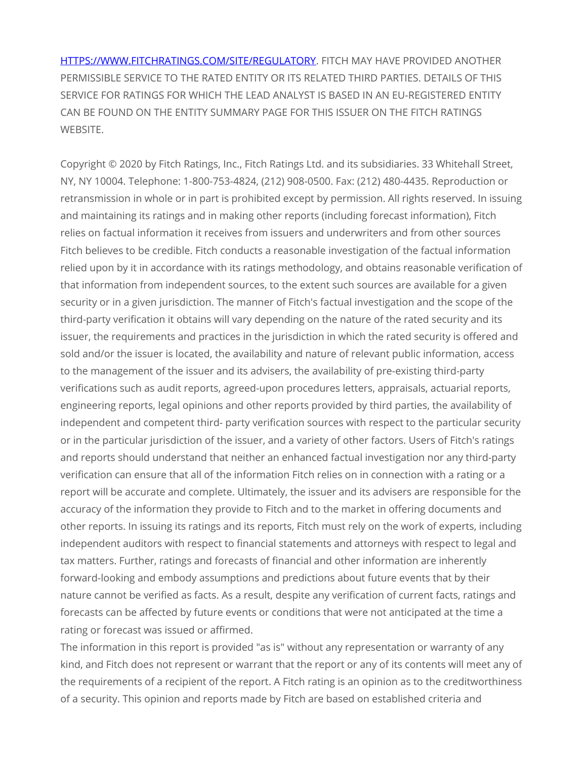[HTTPS://WWW.FITCHRATINGS.COM/SITE/REGULATORY](HTTPS://WWW.FITCHRATINGS.COM/SITE/REGULATORY). FITCH MAY HAVE PROVIDED ANOTHER PERMISSIBLE SERVICE TO THE RATED ENTITY OR ITS RELATED THIRD PARTIES. DETAILS OF THIS SERVICE FOR RATINGS FOR WHICH THE LEAD ANALYST IS BASED IN AN EU-REGISTERED ENTITY CAN BE FOUND ON THE ENTITY SUMMARY PAGE FOR THIS ISSUER ON THE FITCH RATINGS WEBSITE.

Copyright © 2020 by Fitch Ratings, Inc., Fitch Ratings Ltd. and its subsidiaries. 33 Whitehall Street, NY, NY 10004. Telephone: 1-800-753-4824, (212) 908-0500. Fax: (212) 480-4435. Reproduction or retransmission in whole or in part is prohibited except by permission. All rights reserved. In issuing and maintaining its ratings and in making other reports (including forecast information), Fitch relies on factual information it receives from issuers and underwriters and from other sources Fitch believes to be credible. Fitch conducts a reasonable investigation of the factual information relied upon by it in accordance with its ratings methodology, and obtains reasonable verification of that information from independent sources, to the extent such sources are available for a given security or in a given jurisdiction. The manner of Fitch's factual investigation and the scope of the third-party verification it obtains will vary depending on the nature of the rated security and its issuer, the requirements and practices in the jurisdiction in which the rated security is offered and sold and/or the issuer is located, the availability and nature of relevant public information, access to the management of the issuer and its advisers, the availability of pre-existing third-party verifications such as audit reports, agreed-upon procedures letters, appraisals, actuarial reports, engineering reports, legal opinions and other reports provided by third parties, the availability of independent and competent third- party verification sources with respect to the particular security or in the particular jurisdiction of the issuer, and a variety of other factors. Users of Fitch's ratings and reports should understand that neither an enhanced factual investigation nor any third-party verification can ensure that all of the information Fitch relies on in connection with a rating or a report will be accurate and complete. Ultimately, the issuer and its advisers are responsible for the accuracy of the information they provide to Fitch and to the market in offering documents and other reports. In issuing its ratings and its reports, Fitch must rely on the work of experts, including independent auditors with respect to financial statements and attorneys with respect to legal and tax matters. Further, ratings and forecasts of financial and other information are inherently forward-looking and embody assumptions and predictions about future events that by their nature cannot be verified as facts. As a result, despite any verification of current facts, ratings and forecasts can be affected by future events or conditions that were not anticipated at the time a rating or forecast was issued or affirmed.

The information in this report is provided "as is" without any representation or warranty of any kind, and Fitch does not represent or warrant that the report or any of its contents will meet any of the requirements of a recipient of the report. A Fitch rating is an opinion as to the creditworthiness of a security. This opinion and reports made by Fitch are based on established criteria and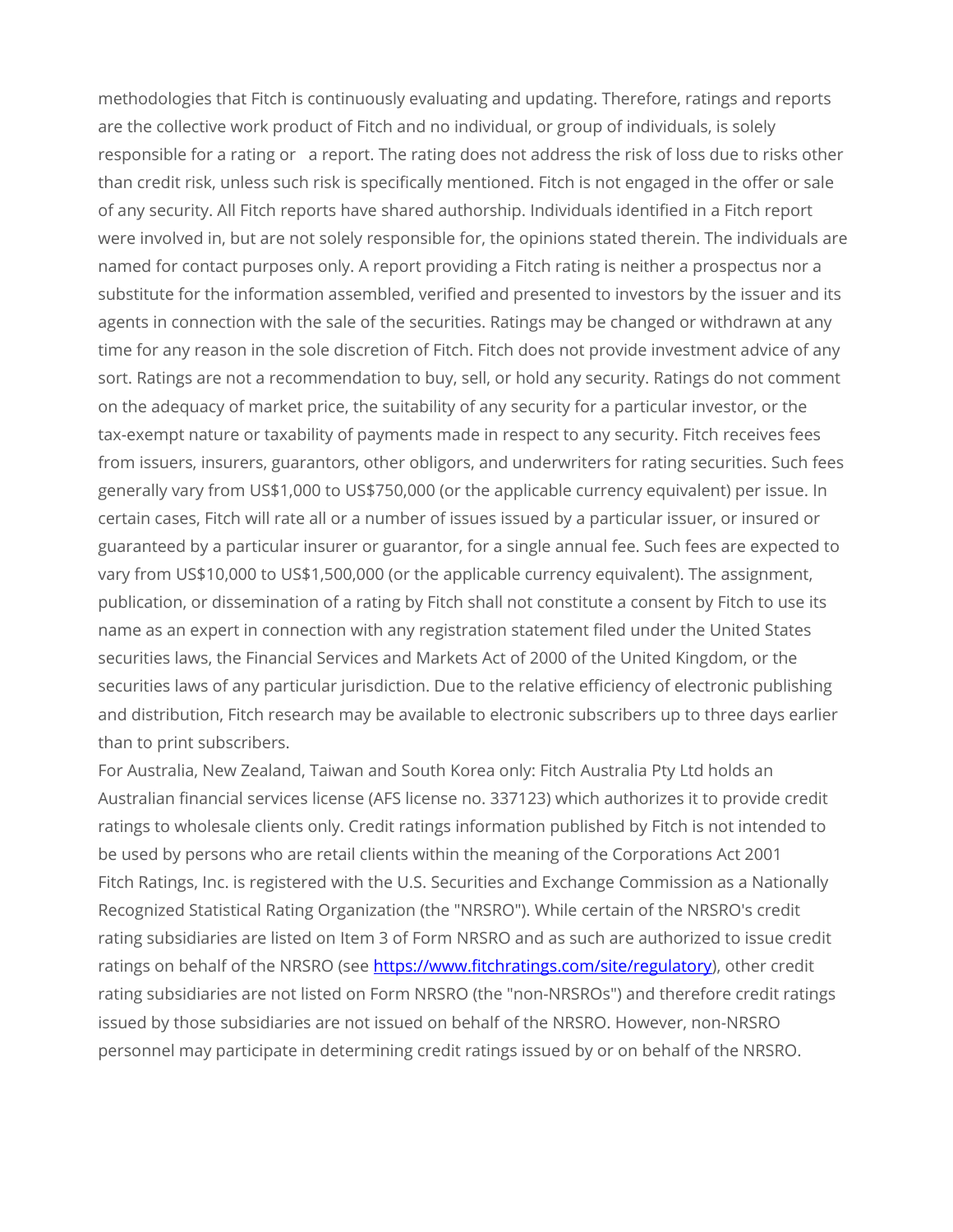methodologies that Fitch is continuously evaluating and updating. Therefore, ratings and reports are the collective work product of Fitch and no individual, or group of individuals, is solely responsible for a rating or a report. The rating does not address the risk of loss due to risks other than credit risk, unless such risk is specifically mentioned. Fitch is not engaged in the offer or sale of any security. All Fitch reports have shared authorship. Individuals identified in a Fitch report were involved in, but are not solely responsible for, the opinions stated therein. The individuals are named for contact purposes only. A report providing a Fitch rating is neither a prospectus nor a substitute for the information assembled, verified and presented to investors by the issuer and its agents in connection with the sale of the securities. Ratings may be changed or withdrawn at any time for any reason in the sole discretion of Fitch. Fitch does not provide investment advice of any sort. Ratings are not a recommendation to buy, sell, or hold any security. Ratings do not comment on the adequacy of market price, the suitability of any security for a particular investor, or the tax-exempt nature or taxability of payments made in respect to any security. Fitch receives fees from issuers, insurers, guarantors, other obligors, and underwriters for rating securities. Such fees generally vary from US$1,000 to US$750,000 (or the applicable currency equivalent) per issue. In certain cases, Fitch will rate all or a number of issues issued by a particular issuer, or insured or guaranteed by a particular insurer or guarantor, for a single annual fee. Such fees are expected to vary from US$10,000 to US$1,500,000 (or the applicable currency equivalent). The assignment, publication, or dissemination of a rating by Fitch shall not constitute a consent by Fitch to use its name as an expert in connection with any registration statement filed under the United States securities laws, the Financial Services and Markets Act of 2000 of the United Kingdom, or the securities laws of any particular jurisdiction. Due to the relative efficiency of electronic publishing and distribution, Fitch research may be available to electronic subscribers up to three days earlier than to print subscribers.

For Australia, New Zealand, Taiwan and South Korea only: Fitch Australia Pty Ltd holds an Australian financial services license (AFS license no. 337123) which authorizes it to provide credit ratings to wholesale clients only. Credit ratings information published by Fitch is not intended to be used by persons who are retail clients within the meaning of the Corporations Act 2001

Fitch Ratings, Inc. is registered with the U.S. Securities and Exchange Commission as a Nationally Recognized Statistical Rating Organization (the "NRSRO"). While certain of the NRSRO's credit rating subsidiaries are listed on Item 3 of Form NRSRO and as such are authorized to issue credit ratings on behalf of the NRSRO (see [https://www.fitchratings.com/site/regulatory](https://www.fitchratings.com/site/regulatory)), other credit rating subsidiaries are not listed on Form NRSRO (the "non-NRSROs") and therefore credit ratings issued by those subsidiaries are not issued on behalf of the NRSRO. However, non-NRSRO personnel may participate in determining credit ratings issued by or on behalf of the NRSRO.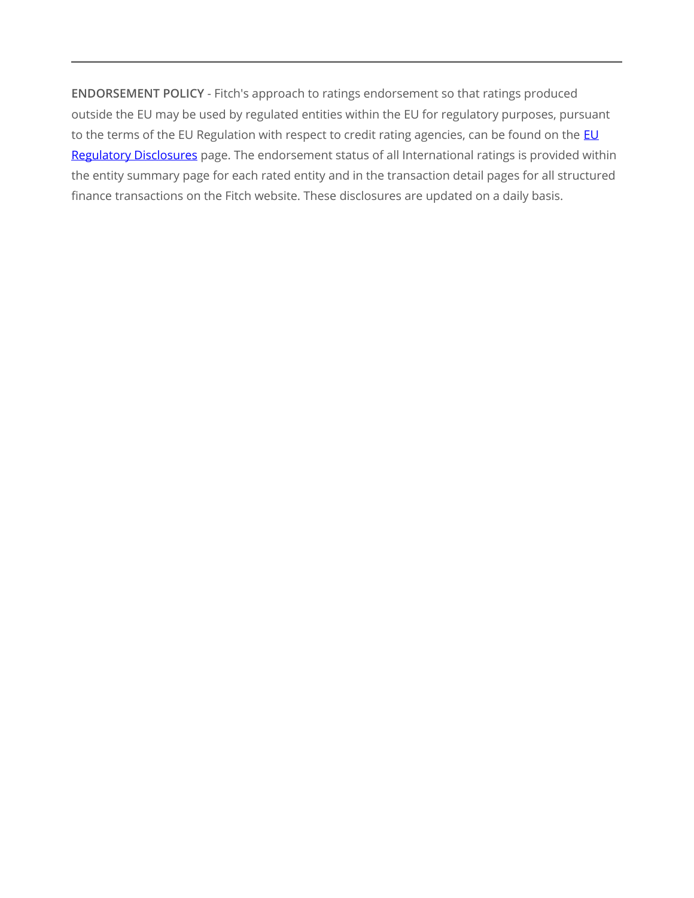---

**ENDORSEMENT POLICY** - Fitch's approach to ratings endorsement so that ratings produced outside the EU may be used by regulated entities within the EU for regulatory purposes, pursuant to the terms of the EU Regulation with respect to credit rating agencies, can be found on the EU Regulatory Disclosures page. The endorsement status of all International ratings is provided within the entity summary page for each rated entity and in the transaction detail pages for all structured finance transactions on the Fitch website. These disclosures are updated on a daily basis.